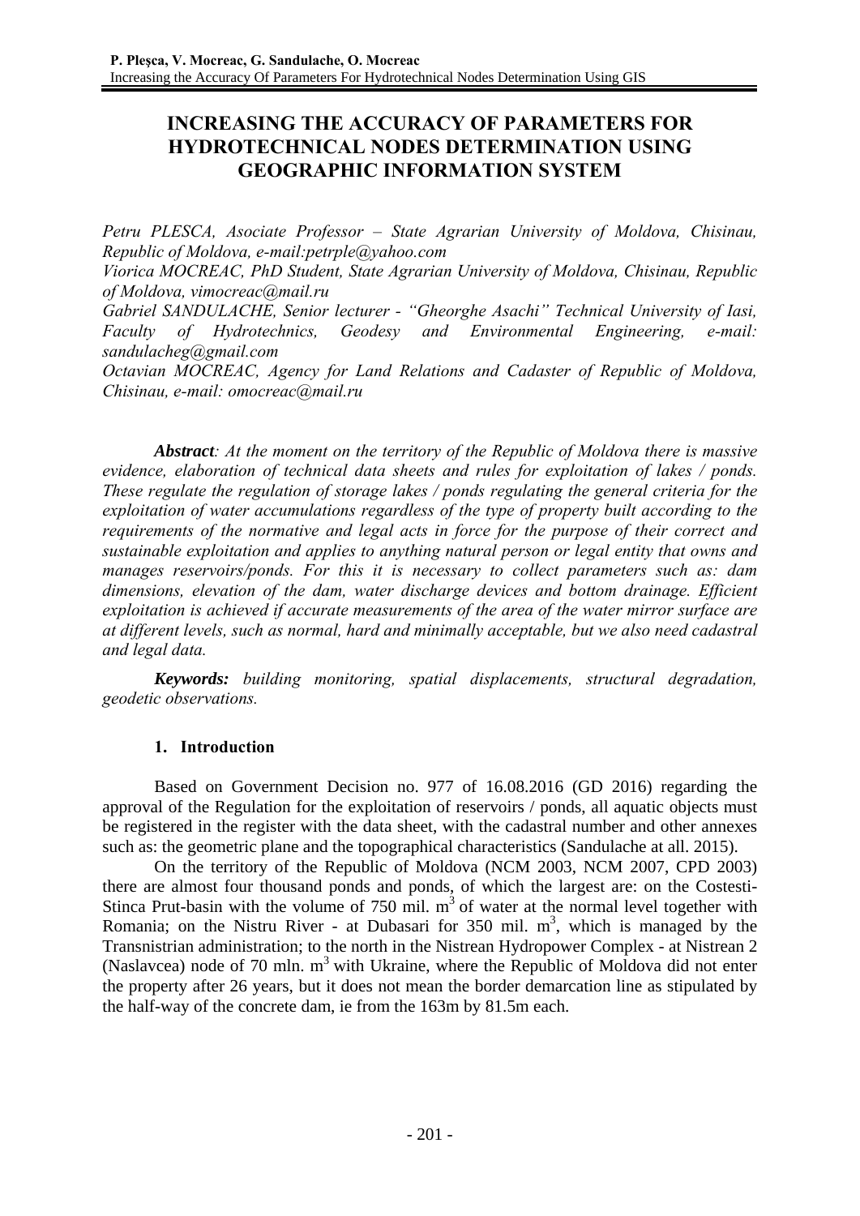# INCREASING THE ACCURACY OF PARAMETERS FOR HYDROTECHNICAL NODES DETERMINATION USING GEOGRAPHIC INFORMATION SYSTEM

*Petru PLESCA, Asociate Professor – State Agrarian University of Moldova, Chisinau, Republic of Moldova, e-mail:petrple@yahoo.com*

*Viorica MOCREAC, PhD Student, State Agrarian University of Moldova, Chisinau, Republic of Moldova, vimocreac@mail.ru*

*Gabriel SANDULACHE, Senior lecturer - "Gheorghe Asachi" Technical University of Iasi, Faculty of Hydrotechnics, Geodesy and Environmental Engineering, e-mail: sandulacheg@gmail.com*

*Octavian MOCREAC, Agency for Land Relations and Cadaster of Republic of Moldova, Chisinau, e-mail: omocreac@mail.ru*

***Abstract****: At the moment on the territory of the Republic of Moldova there is massive evidence, elaboration of technical data sheets and rules for exploitation of lakes / ponds. These regulate the regulation of storage lakes / ponds regulating the general criteria for the exploitation of water accumulations regardless of the type of property built according to the requirements of the normative and legal acts in force for the purpose of their correct and sustainable exploitation and applies to anything natural person or legal entity that owns and manages reservoirs/ponds. For this it is necessary to collect parameters such as: dam dimensions, elevation of the dam, water discharge devices and bottom drainage. Efficient exploitation is achieved if accurate measurements of the area of the water mirror surface are at different levels, such as normal, hard and minimally acceptable, but we also need cadastral and legal data.*

***Keywords:*** *building monitoring, spatial displacements, structural degradation, geodetic observations.*

## 1. Introduction

Based on Government Decision no. 977 of 16.08.2016 (GD 2016) regarding the approval of the Regulation for the exploitation of reservoirs / ponds, all aquatic objects must be registered in the register with the data sheet, with the cadastral number and other annexes such as: the geometric plane and the topographical characteristics (Sandulache at all. 2015).

On the territory of the Republic of Moldova (NCM 2003, NCM 2007, CPD 2003) there are almost four thousand ponds and ponds, of which the largest are: on the Costesti-Stinca Prut-basin with the volume of 750 mil. $m^3$ of water at the normal level together with Romania; on the Nistru River - at Dubasari for 350 mil. $m^3$, which is managed by the Transnistrian administration; to the north in the Nistrean Hydropower Complex - at Nistrean 2 (Naslavcea) node of 70 mln. $m^3$ with Ukraine, where the Republic of Moldova did not enter the property after 26 years, but it does not mean the border demarcation line as stipulated by the half-way of the concrete dam, ie from the 163m by 81.5m each.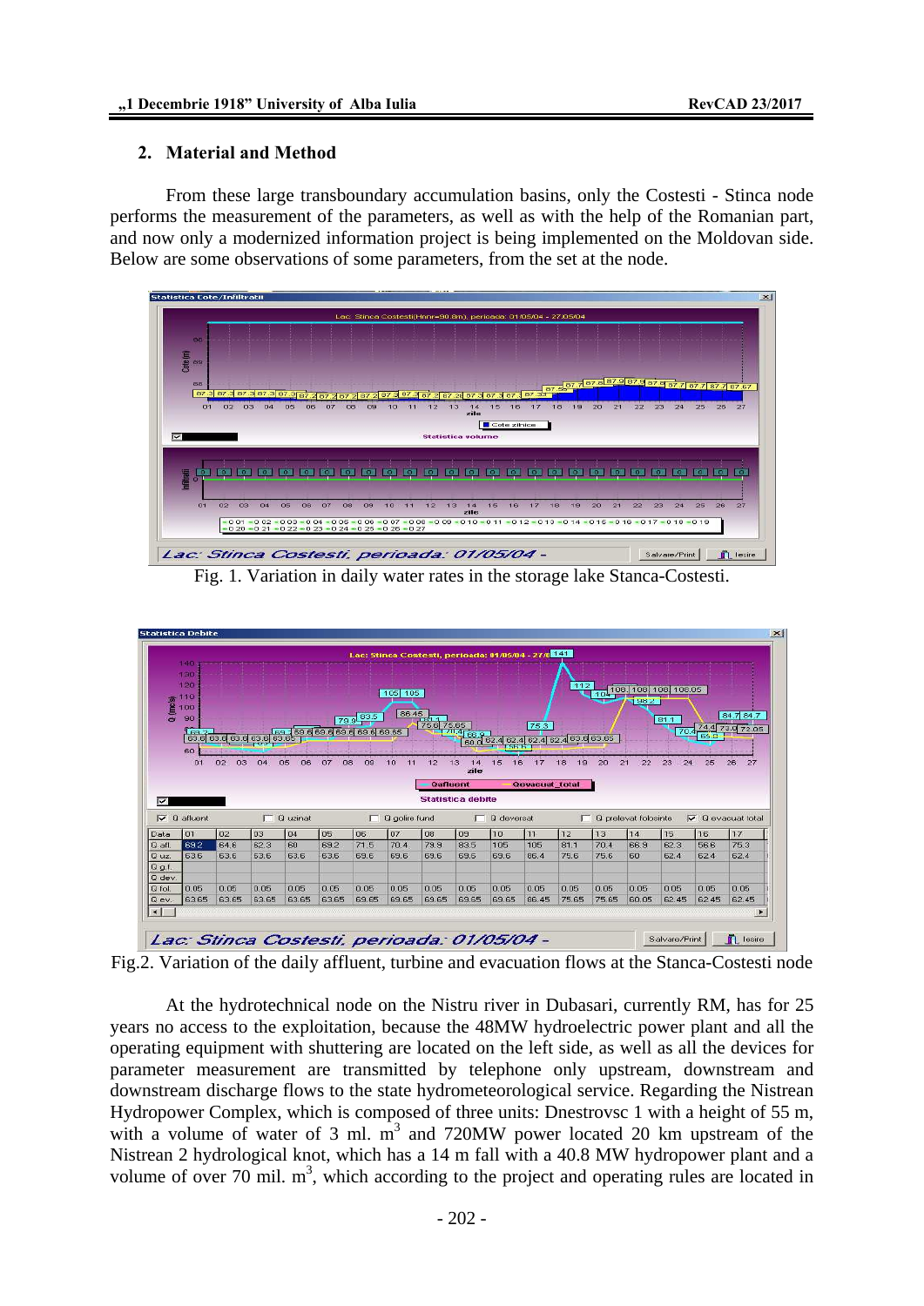## 2. Material and Method

From these large transboundary accumulation basins, only the Costesti - Stinca node performs the measurement of the parameters, as well as with the help of the Romanian part, and now only a modernized information project is being implemented on the Moldovan side. Below are some observations of some parameters, from the set at the node.

Fig. 1. Variation in daily water rates in the storage lake Stanca-Costesti.

Fig.2. Variation of the daily affluent, turbine and evacuation flows at the Stanca-Costesti node

At the hydrotechnical node on the Nistru river in Dubasari, currently RM, has for 25 years no access to the exploitation, because the 48MW hydroelectric power plant and all the operating equipment with shuttering are located on the left side, as well as all the devices for parameter measurement are transmitted by telephone only upstream, downstream and downstream discharge flows to the state hydrometeorological service. Regarding the Nistrean Hydropower Complex, which is composed of three units: Dnestrovsc 1 with a height of 55 m, with a volume of water of 3 ml. $m^3$ and 720MW power located 20 km upstream of the Nistrean 2 hydrological knot, which has a 14 m fall with a 40.8 MW hydropower plant and a volume of over 70 mil. $m^3$, which according to the project and operating rules are located in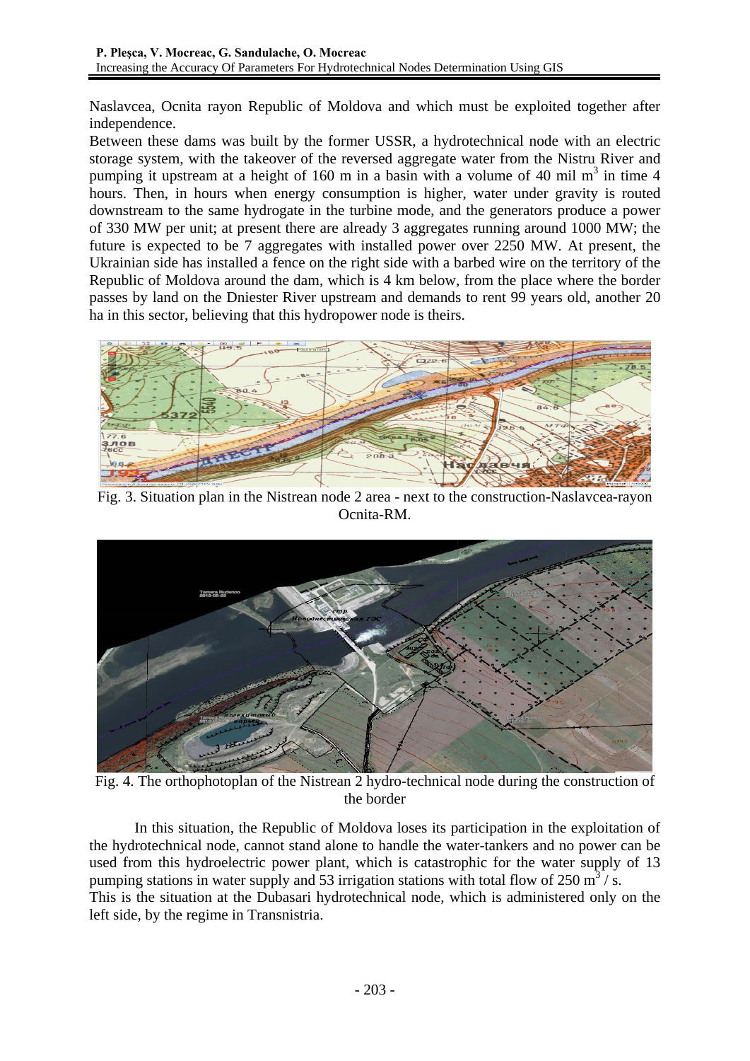Naslavcea, Ocnita rayon Republic of Moldova and which must be exploited together after independence.

Between these dams was built by the former USSR, a hydrotechnical node with an electric storage system, with the takeover of the reversed aggregate water from the Nistru River and pumping it upstream at a height of 160 m in a basin with a volume of 40 mil $m^3$ in time 4 hours. Then, in hours when energy consumption is higher, water under gravity is routed downstream to the same hydrogate in the turbine mode, and the generators produce a power of 330 MW per unit; at present there are already 3 aggregates running around 1000 MW; the future is expected to be 7 aggregates with installed power over 2250 MW. At present, the Ukrainian side has installed a fence on the right side with a barbed wire on the territory of the Republic of Moldova around the dam, which is 4 km below, from the place where the border passes by land on the Dniester River upstream and demands to rent 99 years old, another 20 ha in this sector, believing that this hydropower node is theirs.

Fig. 3. Situation plan in the Nistrean node 2 area - next to the construction-Naslavcea-rayon Ocnita-RM.

Fig. 4. The orthophotoplan of the Nistrean 2 hydro-technical node during the construction of the border

In this situation, the Republic of Moldova loses its participation in the exploitation of the hydrotechnical node, cannot stand alone to handle the water-tankers and no power can be used from this hydroelectric power plant, which is catastrophic for the water supply of 13 pumping stations in water supply and 53 irrigation stations with total flow of 250 $m^3$ / s.

This is the situation at the Dubasari hydrotechnical node, which is administered only on the left side, by the regime in Transnistria.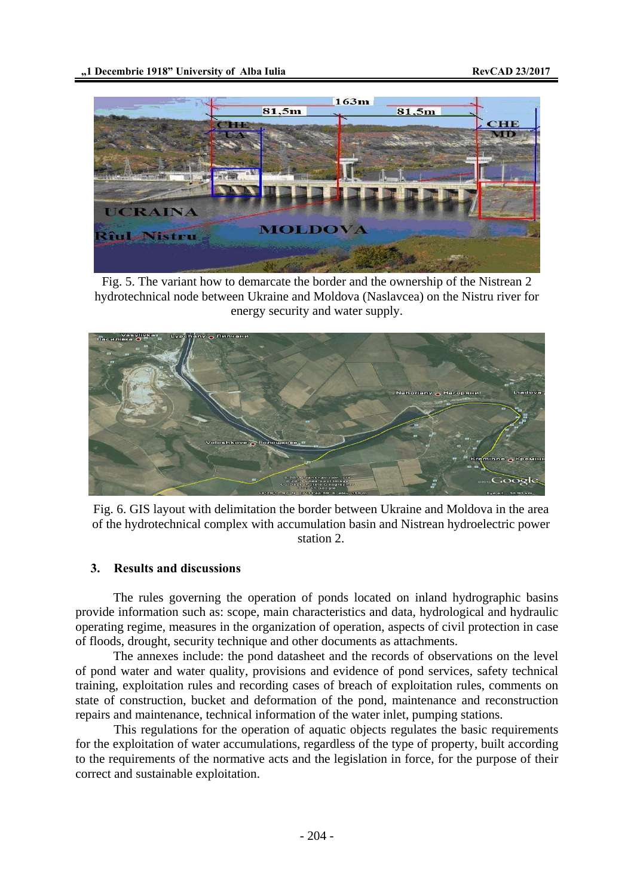Fig. 5. The variant how to demarcate the border and the ownership of the Nistrean 2 hydrotechnical node between Ukraine and Moldova (Naslavcea) on the Nistru river for energy security and water supply.

Fig. 6. GIS layout with delimitation the border between Ukraine and Moldova in the area of the hydrotechnical complex with accumulation basin and Nistrean hydroelectric power station 2.

## 3. Results and discussions

The rules governing the operation of ponds located on inland hydrographic basins provide information such as: scope, main characteristics and data, hydrological and hydraulic operating regime, measures in the organization of operation, aspects of civil protection in case of floods, drought, security technique and other documents as attachments.

The annexes include: the pond datasheet and the records of observations on the level of pond water and water quality, provisions and evidence of pond services, safety technical training, exploitation rules and recording cases of breach of exploitation rules, comments on state of construction, bucket and deformation of the pond, maintenance and reconstruction repairs and maintenance, technical information of the water inlet, pumping stations.

This regulations for the operation of aquatic objects regulates the basic requirements for the exploitation of water accumulations, regardless of the type of property, built according to the requirements of the normative acts and the legislation in force, for the purpose of their correct and sustainable exploitation.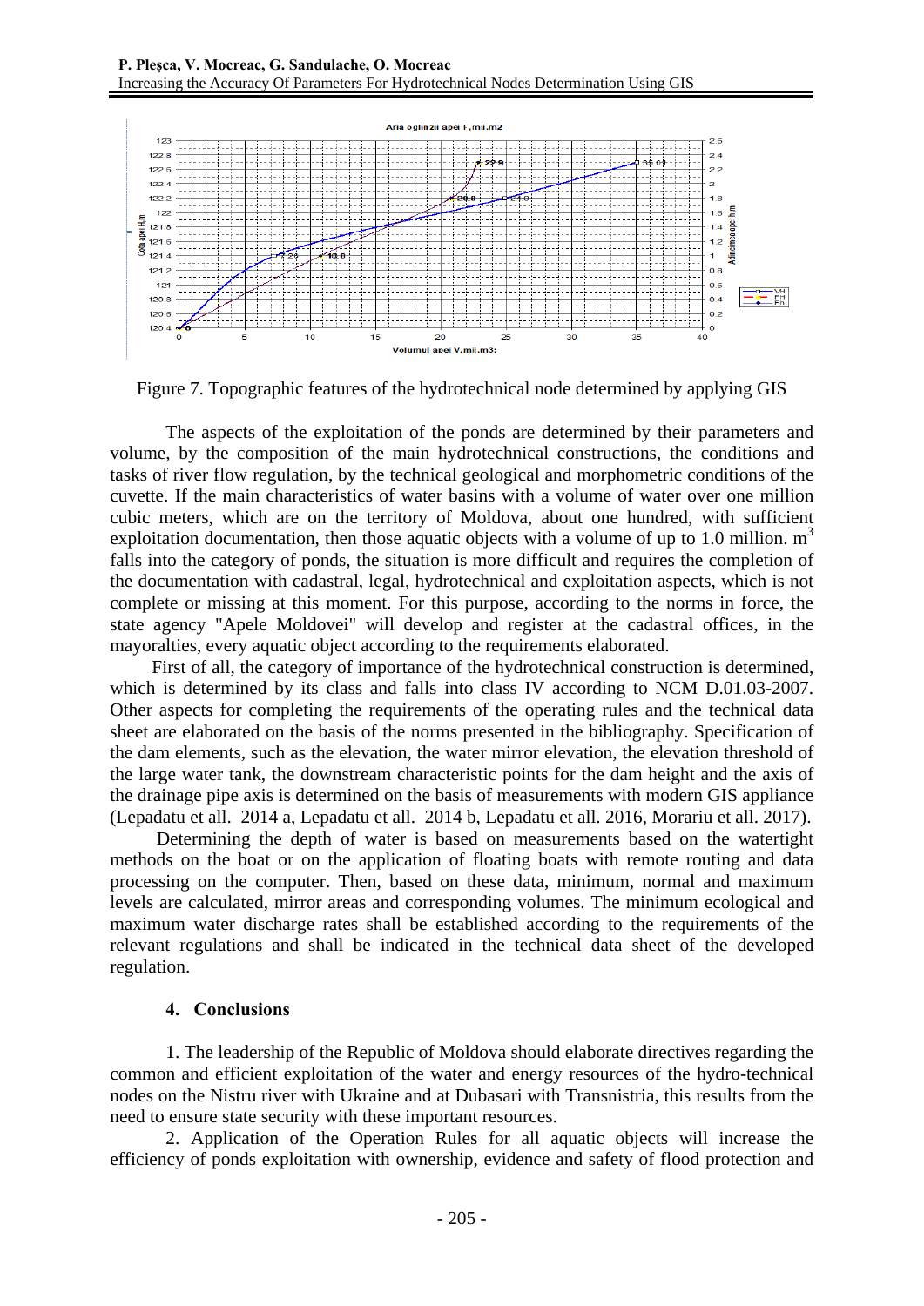Figure 7. Topographic features of the hydrotechnical node determined by applying GIS

The aspects of the exploitation of the ponds are determined by their parameters and volume, by the composition of the main hydrotechnical constructions, the conditions and tasks of river flow regulation, by the technical geological and morphometric conditions of the cuvette. If the main characteristics of water basins with a volume of water over one million cubic meters, which are on the territory of Moldova, about one hundred, with sufficient exploitation documentation, then those aquatic objects with a volume of up to 1.0 million. $m^3$ falls into the category of ponds, the situation is more difficult and requires the completion of the documentation with cadastral, legal, hydrotechnical and exploitation aspects, which is not complete or missing at this moment. For this purpose, according to the norms in force, the state agency "Apele Moldovei" will develop and register at the cadastral offices, in the mayoralties, every aquatic object according to the requirements elaborated.

First of all, the category of importance of the hydrotechnical construction is determined, which is determined by its class and falls into class IV according to NCM D.01.03-2007. Other aspects for completing the requirements of the operating rules and the technical data sheet are elaborated on the basis of the norms presented in the bibliography. Specification of the dam elements, such as the elevation, the water mirror elevation, the elevation threshold of the large water tank, the downstream characteristic points for the dam height and the axis of the drainage pipe axis is determined on the basis of measurements with modern GIS appliance (Lepadatu et all. 2014 a, Lepadatu et all. 2014 b, Lepadatu et all. 2016, Morariu et all. 2017).

Determining the depth of water is based on measurements based on the watertight methods on the boat or on the application of floating boats with remote routing and data processing on the computer. Then, based on these data, minimum, normal and maximum levels are calculated, mirror areas and corresponding volumes. The minimum ecological and maximum water discharge rates shall be established according to the requirements of the relevant regulations and shall be indicated in the technical data sheet of the developed regulation.

## 4. Conclusions

1. The leadership of the Republic of Moldova should elaborate directives regarding the common and efficient exploitation of the water and energy resources of the hydro-technical nodes on the Nistru river with Ukraine and at Dubasari with Transnistria, this results from the need to ensure state security with these important resources.

2. Application of the Operation Rules for all aquatic objects will increase the efficiency of ponds exploitation with ownership, evidence and safety of flood protection and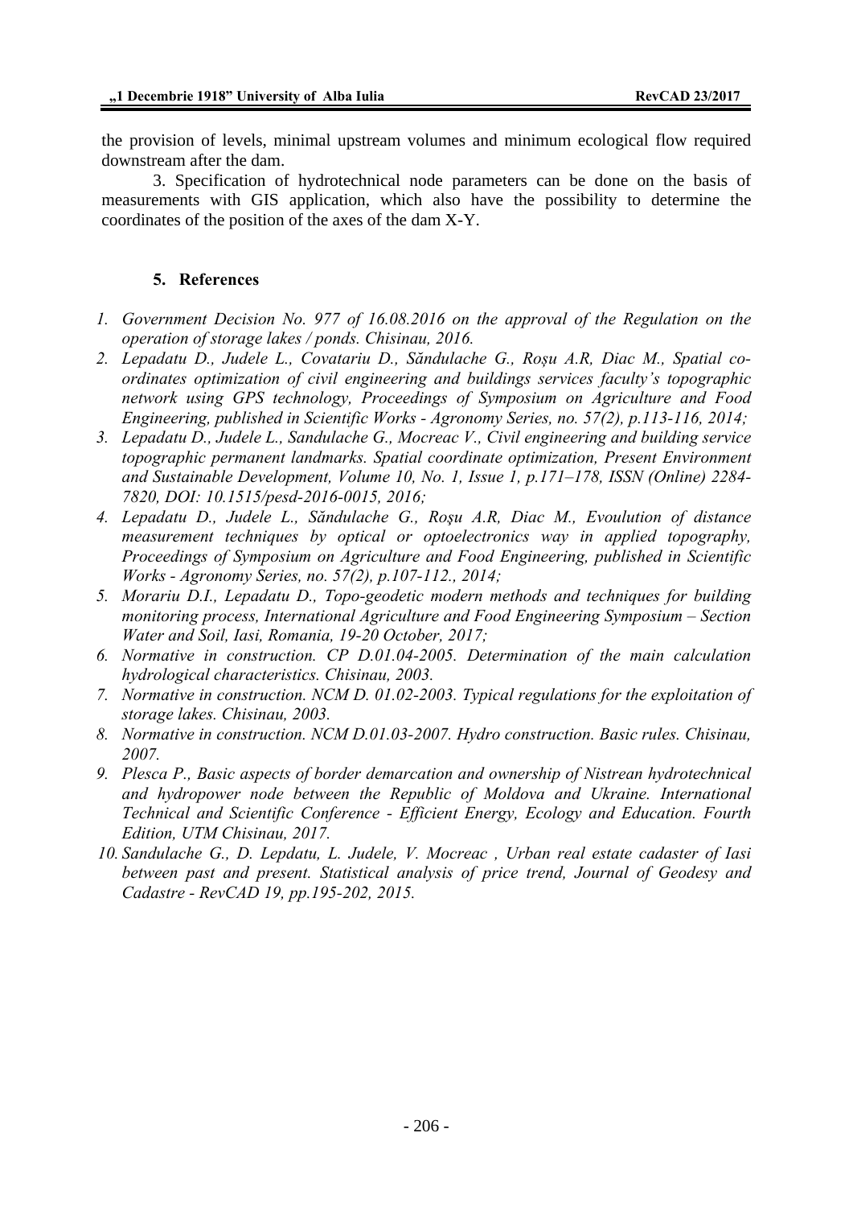the provision of levels, minimal upstream volumes and minimum ecological flow required downstream after the dam.

3. Specification of hydrotechnical node parameters can be done on the basis of measurements with GIS application, which also have the possibility to determine the coordinates of the position of the axes of the dam X-Y.

## 5. References

1. *Government Decision No. 977 of 16.08.2016 on the approval of the Regulation on the operation of storage lakes / ponds. Chisinau, 2016.*
2. *Lepadatu D., Judele L., Covatariu D., Săndulache G., Roșu A.R, Diac M., Spatial co-ordinates optimization of civil engineering and buildings services faculty's topographic network using GPS technology, Proceedings of Symposium on Agriculture and Food Engineering, published in Scientific Works - Agronomy Series, no. 57(2), p.113-116, 2014;*
3. *Lepadatu D., Judele L., Sandulache G., Mocreac V., Civil engineering and building service topographic permanent landmarks. Spatial coordinate optimization, Present Environment and Sustainable Development, Volume 10, No. 1, Issue 1, p.171–178, ISSN (Online) 2284-7820, DOI: 10.1515/pesd-2016-0015, 2016;*
4. *Lepadatu D., Judele L., Săndulache G., Roşu A.R, Diac M., Evoulution of distance measurement techniques by optical or optoelectronics way in applied topography, Proceedings of Symposium on Agriculture and Food Engineering, published in Scientific Works - Agronomy Series, no. 57(2), p.107-112., 2014;*
5. *Morariu D.I., Lepadatu D., Topo-geodetic modern methods and techniques for building monitoring process, International Agriculture and Food Engineering Symposium – Section Water and Soil, Iasi, Romania, 19-20 October, 2017;*
6. *Normative in construction. CP D.01.04-2005. Determination of the main calculation hydrological characteristics. Chisinau, 2003.*
7. *Normative in construction. NCM D. 01.02-2003. Typical regulations for the exploitation of storage lakes. Chisinau, 2003.*
8. *Normative in construction. NCM D.01.03-2007. Hydro construction. Basic rules. Chisinau, 2007.*
9. *Plesca P., Basic aspects of border demarcation and ownership of Nistrean hydrotechnical and hydropower node between the Republic of Moldova and Ukraine. International Technical and Scientific Conference - Efficient Energy, Ecology and Education. Fourth Edition, UTM Chisinau, 2017.*
10. *Sandulache G., D. Lepdatu, L. Judele, V. Mocreac , Urban real estate cadaster of Iasi between past and present. Statistical analysis of price trend, Journal of Geodesy and Cadastre - RevCAD 19, pp.195-202, 2015.*